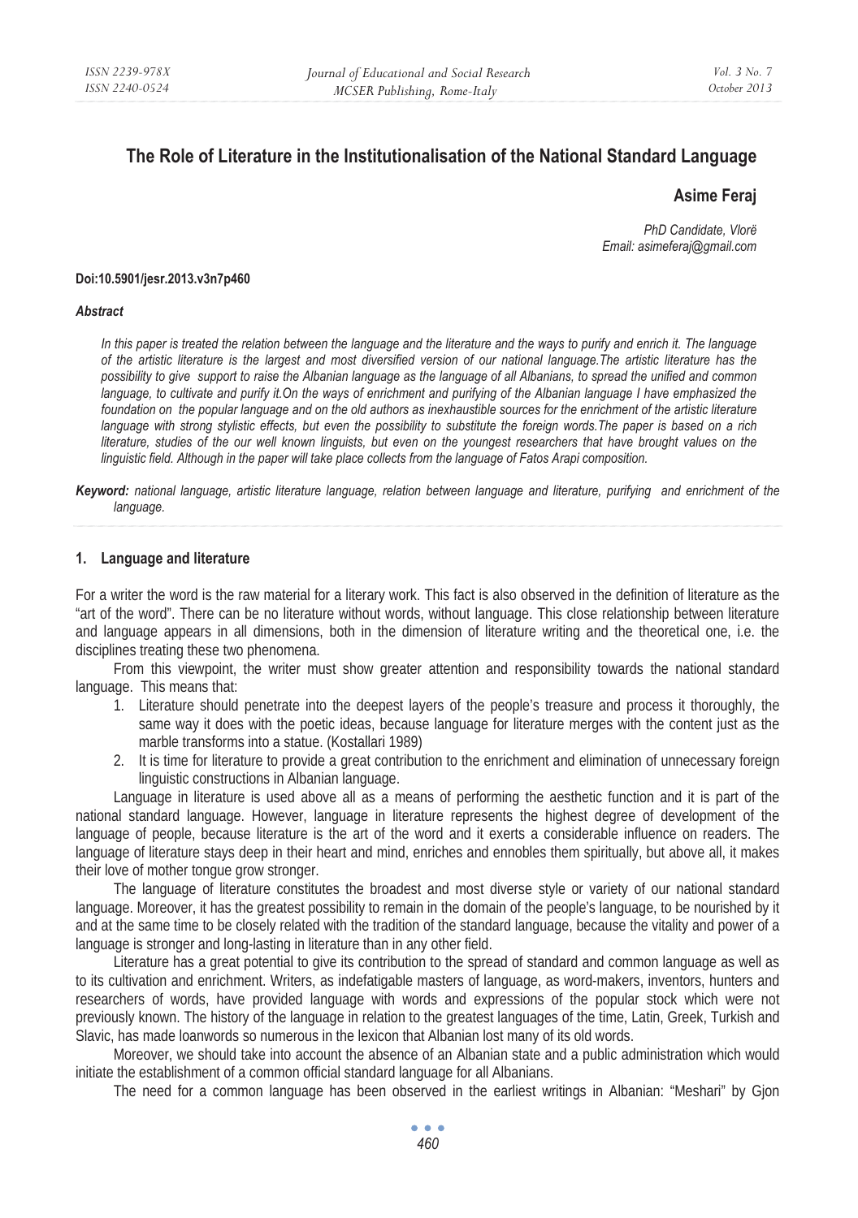# The Role of Literature in the Institutionalisation of the National Standard Language

**Asime Feraj**

*PhD Candidate, Vlorë*
*Email: asimeferaj@gmail.com*

**Doi:10.5901/jesr.2013.v3n7p460**

***Abstract***

*In this paper is treated the relation between the language and the literature and the ways to purify and enrich it. The language of the artistic literature is the largest and most diversified version of our national language.The artistic literature has the possibility to give support to raise the Albanian language as the language of all Albanians, to spread the unified and common language, to cultivate and purify it.On the ways of enrichment and purifying of the Albanian language I have emphasized the foundation on the popular language and on the old authors as inexhaustible sources for the enrichment of the artistic literature language with strong stylistic effects, but even the possibility to substitute the foreign words.The paper is based on a rich literature, studies of the our well known linguists, but even on the youngest researchers that have brought values on the linguistic field. Although in the paper will take place collects from the language of Fatos Arapi composition.*

***Keyword:*** *national language, artistic literature language, relation between language and literature, purifying and enrichment of the language.*

## 1. Language and literature

For a writer the word is the raw material for a literary work. This fact is also observed in the definition of literature as the "art of the word". There can be no literature without words, without language. This close relationship between literature and language appears in all dimensions, both in the dimension of literature writing and the theoretical one, i.e. the disciplines treating these two phenomena.

From this viewpoint, the writer must show greater attention and responsibility towards the national standard language. This means that:

1. Literature should penetrate into the deepest layers of the people's treasure and process it thoroughly, the same way it does with the poetic ideas, because language for literature merges with the content just as the marble transforms into a statue. (Kostallari 1989)
2. It is time for literature to provide a great contribution to the enrichment and elimination of unnecessary foreign linguistic constructions in Albanian language.

Language in literature is used above all as a means of performing the aesthetic function and it is part of the national standard language. However, language in literature represents the highest degree of development of the language of people, because literature is the art of the word and it exerts a considerable influence on readers. The language of literature stays deep in their heart and mind, enriches and ennobles them spiritually, but above all, it makes their love of mother tongue grow stronger.

The language of literature constitutes the broadest and most diverse style or variety of our national standard language. Moreover, it has the greatest possibility to remain in the domain of the people's language, to be nourished by it and at the same time to be closely related with the tradition of the standard language, because the vitality and power of a language is stronger and long-lasting in literature than in any other field.

Literature has a great potential to give its contribution to the spread of standard and common language as well as to its cultivation and enrichment. Writers, as indefatigable masters of language, as word-makers, inventors, hunters and researchers of words, have provided language with words and expressions of the popular stock which were not previously known. The history of the language in relation to the greatest languages of the time, Latin, Greek, Turkish and Slavic, has made loanwords so numerous in the lexicon that Albanian lost many of its old words.

Moreover, we should take into account the absence of an Albanian state and a public administration which would initiate the establishment of a common official standard language for all Albanians.

The need for a common language has been observed in the earliest writings in Albanian: "Meshari" by Gjon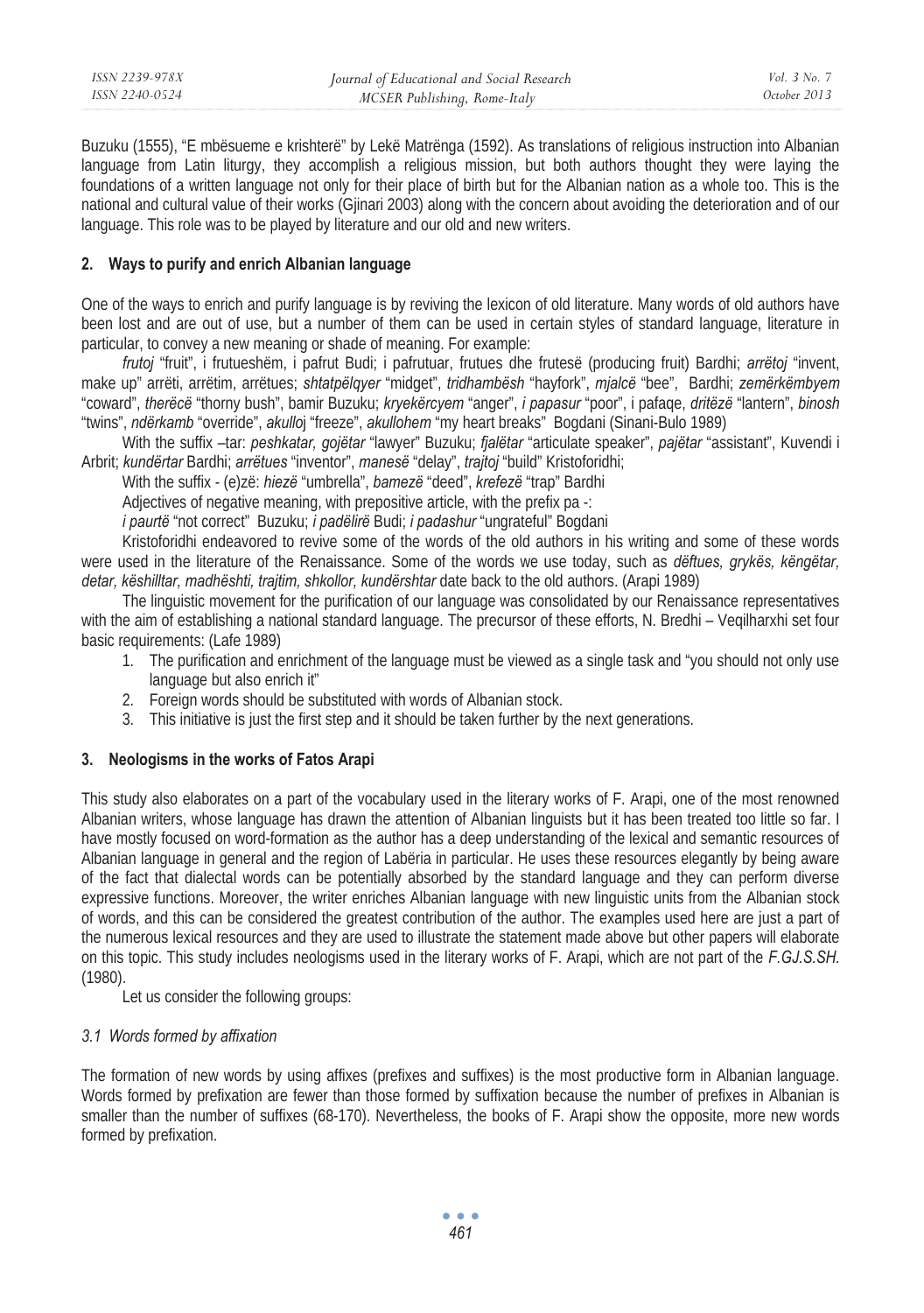Buzuku (1555), "E mbësueme e krishterë" by Lekë Matrënga (1592). As translations of religious instruction into Albanian language from Latin liturgy, they accomplish a religious mission, but both authors thought they were laying the foundations of a written language not only for their place of birth but for the Albanian nation as a whole too. This is the national and cultural value of their works (Gjinari 2003) along with the concern about avoiding the deterioration and of our language. This role was to be played by literature and our old and new writers.

## 2. Ways to purify and enrich Albanian language

One of the ways to enrich and purify language is by reviving the lexicon of old literature. Many words of old authors have been lost and are out of use, but a number of them can be used in certain styles of standard language, literature in particular, to convey a new meaning or shade of meaning. For example:

*frutoj* "fruit", i frutueshëm, i pafrut Budi; i pafrutuar, frutues dhe frutesë (producing fruit) Bardhi; *arrëtoj* "invent, make up" arrëti, arrëtim, arrëtues; *shtatpëlqyer* "midget", *tridhambësh* "hayfork", *mjalcë* "bee", Bardhi; *zemërkëmbyem* "coward", *therëcë* "thorny bush", bamir Buzuku; *kryekërcyem* "anger", *i papasur* "poor", i pafaqe, *dritëzë* "lantern", *binosh* "twins", *ndërkamb* "override", *akulloj* "freeze", *akullohem* "my heart breaks" Bogdani (Sinani-Bulo 1989)

With the suffix –tar: *peshkatar, gojëtar* "lawyer" Buzuku; *fjalëtar* "articulate speaker", *pajëtar* "assistant", Kuvendi i Arbrit; *kundërtar* Bardhi; *arrëtues* "inventor", *manesë* "delay", *trajtoj* "build" Kristoforidhi;

With the suffix - (e)zë: *hiezë* "umbrella", *bamezë* "deed", *krefezë* "trap" Bardhi

Adjectives of negative meaning, with prepositive article, with the prefix pa -:

*i paurtë* "not correct" Buzuku; *i padëlirë* Budi; *i padashur* "ungrateful" Bogdani

Kristoforidhi endeavored to revive some of the words of the old authors in his writing and some of these words were used in the literature of the Renaissance. Some of the words we use today, such as *dëftues, grykës, këngëtar, detar, këshilltar, madhështi, trajtim, shkollor, kundërshtar* date back to the old authors. (Arapi 1989)

The linguistic movement for the purification of our language was consolidated by our Renaissance representatives with the aim of establishing a national standard language. The precursor of these efforts, N. Bredhi – Veqilharxhi set four basic requirements: (Lafe 1989)

1. The purification and enrichment of the language must be viewed as a single task and "you should not only use language but also enrich it"
2. Foreign words should be substituted with words of Albanian stock.
3. This initiative is just the first step and it should be taken further by the next generations.

## 3. Neologisms in the works of Fatos Arapi

This study also elaborates on a part of the vocabulary used in the literary works of F. Arapi, one of the most renowned Albanian writers, whose language has drawn the attention of Albanian linguists but it has been treated too little so far. I have mostly focused on word-formation as the author has a deep understanding of the lexical and semantic resources of Albanian language in general and the region of Labëria in particular. He uses these resources elegantly by being aware of the fact that dialectal words can be potentially absorbed by the standard language and they can perform diverse expressive functions. Moreover, the writer enriches Albanian language with new linguistic units from the Albanian stock of words, and this can be considered the greatest contribution of the author. The examples used here are just a part of the numerous lexical resources and they are used to illustrate the statement made above but other papers will elaborate on this topic. This study includes neologisms used in the literary works of F. Arapi, which are not part of the *F.GJ.S.SH.* (1980).

Let us consider the following groups:

### *3.1 Words formed by affixation*

The formation of new words by using affixes (prefixes and suffixes) is the most productive form in Albanian language. Words formed by prefixation are fewer than those formed by suffixation because the number of prefixes in Albanian is smaller than the number of suffixes (68-170). Nevertheless, the books of F. Arapi show the opposite, more new words formed by prefixation.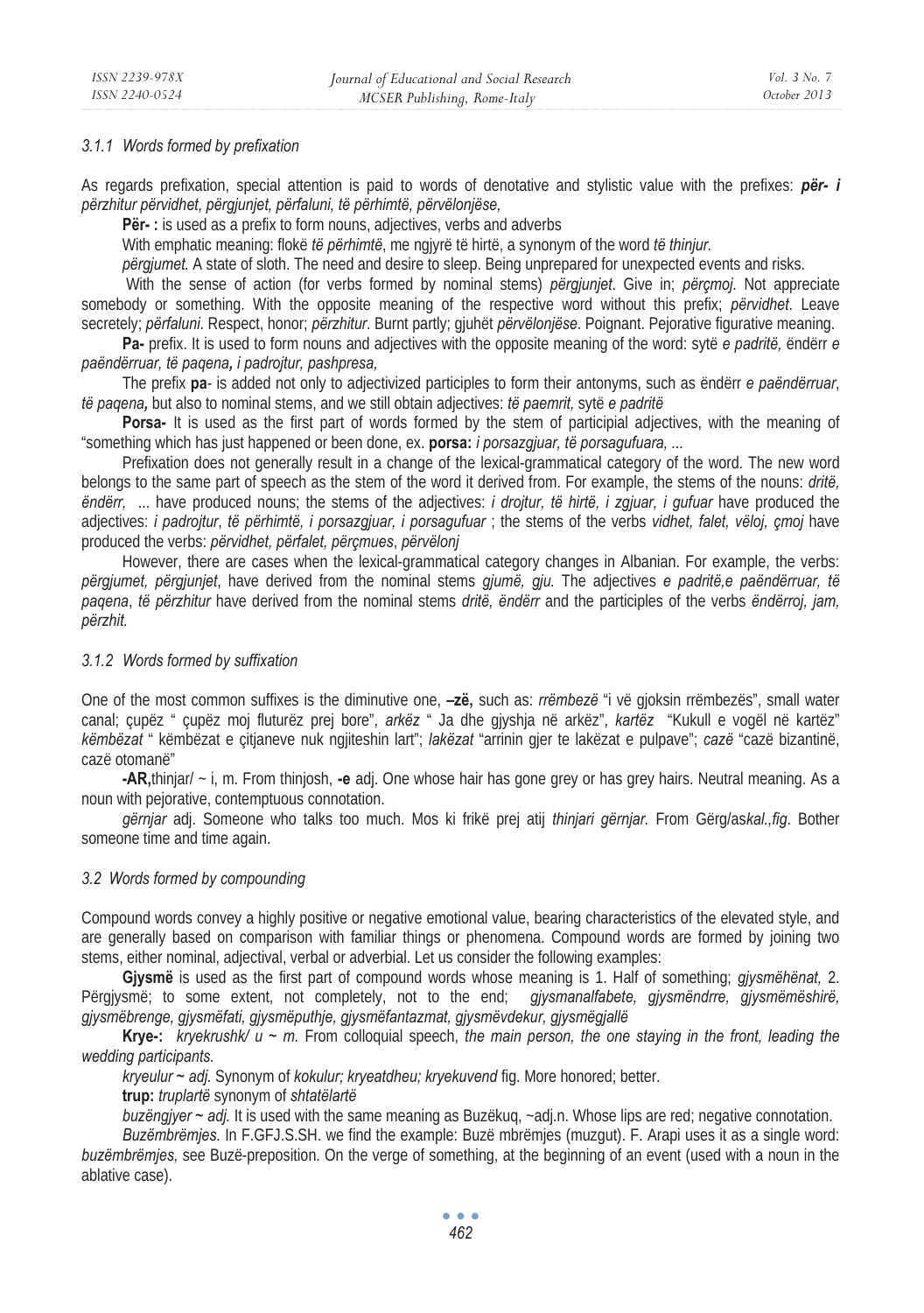#### 3.1.1 Words formed by prefixation

As regards prefixation, special attention is paid to words of denotative and stylistic value with the prefixes: ***për- i*** *përzhitur përvidhet, përgjunjet, përfaluni, të përhimtë, përvëlonjëse,*

**Për- :** is used as a prefix to form nouns, adjectives, verbs and adverbs

With emphatic meaning: flokë *të përhimtë*, me ngjyrë të hirtë, a synonym of the word *të thinjur.*

*përgjumet.* A state of sloth. The need and desire to sleep. Being unprepared for unexpected events and risks.

With the sense of action (for verbs formed by nominal stems) *përgjunjet*. Give in; *përçmoj*. Not appreciate somebody or something. With the opposite meaning of the respective word without this prefix; *përvidhet*. Leave secretely; *përfaluni*. Respect, honor; *përzhitur*. Burnt partly; gjuhët *përvëlonjëse*. Poignant. Pejorative figurative meaning.

**Pa-** prefix. It is used to form nouns and adjectives with the opposite meaning of the word: sytë *e padritë,* ëndërr *e paëndërruar, të paqena, i padrojtur, pashpresa,*

The prefix **pa**- is added not only to adjectivized participles to form their antonyms, such as ëndërr *e paëndërruar*, *të paqena,* but also to nominal stems, and we still obtain adjectives: *të paemrit,* sytë *e padritë*

**Porsa-** It is used as the first part of words formed by the stem of participial adjectives, with the meaning of "something which has just happened or been done, ex. **porsa:** *i porsazgjuar, të porsagufuara, ...*

Prefixation does not generally result in a change of the lexical-grammatical category of the word. The new word belongs to the same part of speech as the stem of the word it derived from. For example, the stems of the nouns: *dritë, ëndërr, ...* have produced nouns; the stems of the adjectives: *i drojtur, të hirtë, i zgjuar, i gufuar* have produced the adjectives: *i padrojtur*, *të përhimtë, i porsazgjuar, i porsagufuar* ; the stems of the verbs *vidhet, falet, vëloj, çmoj* have produced the verbs: *përvidhet, përfalet, përçmues*, *përvëlonj*

However, there are cases when the lexical-grammatical category changes in Albanian. For example, the verbs: *përgjumet, përgjunjet*, have derived from the nominal stems *gjumë, gju.* The adjectives *e padritë,e paëndërruar, të paqena*, *të përzhitur* have derived from the nominal stems *dritë, ëndërr* and the participles of the verbs *ëndërroj, jam, përzhit.*

#### 3.1.2 Words formed by suffixation

One of the most common suffixes is the diminutive one, **–zë,** such as: *rrëmbezë* "i vë gjoksin rrëmbezës", small water canal; çupëz " çupëz moj fluturëz prej bore", *arkëz* " Ja dhe gjyshja në arkëz", *kartëz* "Kukull e vogël në kartëz" *këmbëzat* " këmbëzat e çitjaneve nuk ngjiteshin lart"; *lakëzat* "arrinin gjer te lakëzat e pulpave"; *cazë* "cazë bizantinë, cazë otomanë"

**-AR,**thinjar/ ~ i, m. From thinjosh, **-e** adj. One whose hair has gone grey or has grey hairs. Neutral meaning. As a noun with pejorative, contemptuous connotation.

*gërnjar* adj. Someone who talks too much. Mos ki frikë prej atij *thinjari gërnjar.* From Gërg/as*kal.,fig*. Bother someone time and time again.

### 3.2 Words formed by compounding

Compound words convey a highly positive or negative emotional value, bearing characteristics of the elevated style, and are generally based on comparison with familiar things or phenomena. Compound words are formed by joining two stems, either nominal, adjectival, verbal or adverbial. Let us consider the following examples:

**Gjysmë** is used as the first part of compound words whose meaning is 1. Half of something; *gjysmëhënat,* 2. Përgjysmë; to some extent, not completely, not to the end; *gjysmanalfabete, gjysmëndrre, gjysmëmëshirë, gjysmëbrenge, gjysmëfati, gjysmëputhje, gjysmëfantazmat, gjysmëvdekur, gjysmëgjallë*

**Krye-:** *kryekrushk/ u ~ m.* From colloquial speech, *the main person, the one staying in the front, leading the wedding participants.*

*kryeulur ~ adj.* Synonym of *kokulur; kryeatdheu; kryekuvend* fig. More honored; better.

**trup:** *truplartë* synonym of *shtatëlartë*

*buzëngjyer ~ adj.* It is used with the same meaning as Buzëkuq, ~adj.n. Whose lips are red; negative connotation.

*Buzëmbrëmjes.* In F.GFJ.S.SH. we find the example: Buzë mbrëmjes (muzgut). F. Arapi uses it as a single word: *buzëmbrëmjes,* see Buzë-preposition. On the verge of something, at the beginning of an event (used with a noun in the ablative case).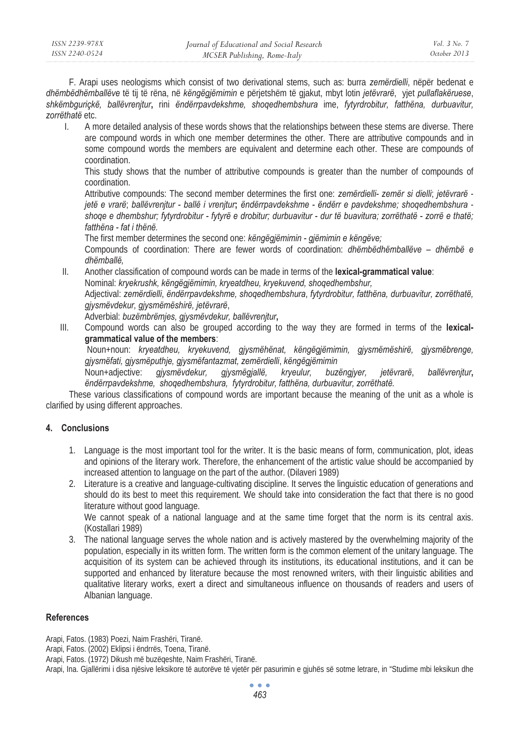F. Arapi uses neologisms which consist of two derivational stems, such as: burra *zemërdielli*, nëpër bedenat e *dhëmbëdhëmballëve* të tij të rëna, në *këngëgjëmimin* e përjetshëm të gjakut, mbyt lotin *jetëvrarë*, yjet *pullaflakëruese*, *shkëmbguriçkë, ballëvrenjtur***,** rini *ëndërrpavdekshme, shoqedhembshura* ime, *fytyrdrobitur, fatthëna, durbuavitur, zorrëthatë* etc.

I. A more detailed analysis of these words shows that the relationships between these stems are diverse. There are compound words in which one member determines the other. There are attributive compounds and in some compound words the members are equivalent and determine each other. These are compounds of coordination.

   This study shows that the number of attributive compounds is greater than the number of compounds of coordination.

   Attributive compounds: The second member determines the first one: *zemërdielli- zemër si dielli*; *jetëvrarë - jetë e vrarë*; *ballëvrenjtur - ballë i vrenjtur***;** *ëndërrpavdekshme - ëndërr e pavdekshme; shoqedhembshura - shoqe e dhembshur; fytyrdrobitur - fytyrë e drobitur; durbuavitur - dur të buavitura; zorrëthatë - zorrë e thatë; fatthëna - fat i thënë.*

   The first member determines the second one: *këngëgjëmimin - gjëmimin e këngëve;*

   Compounds of coordination: There are fewer words of coordination: *dhëmbëdhëmballëve – dhëmbë e dhëmballë,*

II. Another classification of compound words can be made in terms of the **lexical-grammatical value**:

   Nominal: *kryekrushk, këngëgjëmimin, kryeatdheu, kryekuvend, shoqedhembshur,*

   Adjectival: *zemërdielli*, *ëndërrpavdekshme, shoqedhembshura*, *fytyrdrobitur, fatthëna, durbuavitur, zorrëthatë, gjysmëvdekur, gjysmëmëshirë, jetëvrarë*,

   Adverbial: *buzëmbrëmjes, gjysmëvdekur, ballëvrenjtur***,**

III. Compound words can also be grouped according to the way they are formed in terms of the **lexical-grammatical value of the members**:

   Noun+noun: *kryeatdheu, kryekuvend, gjysmëhënat, këngëgjëmimin, gjysmëmëshirë, gjysmëbrenge, gjysmëfati, gjysmëputhje, gjysmëfantazmat, zemërdielli*, *këngëgjëmimin*

   Noun+adjective: *gjysmëvdekur, gjysmëgjallë, kryeulur, buzëngjyer, jetëvrarë*, *ballëvrenjtur***,** *ëndërrpavdekshme, shoqedhembshura, fytyrdrobitur, fatthëna, durbuavitur, zorrëthatë.*

These various classifications of compound words are important because the meaning of the unit as a whole is clarified by using different approaches.

## 4. Conclusions

1. Language is the most important tool for the writer. It is the basic means of form, communication, plot, ideas and opinions of the literary work. Therefore, the enhancement of the artistic value should be accompanied by increased attention to language on the part of the author. (Dilaveri 1989)
2. Literature is a creative and language-cultivating discipline. It serves the linguistic education of generations and should do its best to meet this requirement. We should take into consideration the fact that there is no good literature without good language.

   We cannot speak of a national language and at the same time forget that the norm is its central axis. (Kostallari 1989)
3. The national language serves the whole nation and is actively mastered by the overwhelming majority of the population, especially in its written form. The written form is the common element of the unitary language. The acquisition of its system can be achieved through its institutions, its educational institutions, and it can be supported and enhanced by literature because the most renowned writers, with their linguistic abilities and qualitative literary works, exert a direct and simultaneous influence on thousands of readers and users of Albanian language.

## References

Arapi, Fatos. (1983) Poezi, Naim Frashëri, Tiranë.

Arapi, Fatos. (2002) Eklipsi i ëndrrës, Toena, Tiranë.

Arapi, Fatos. (1972) Dikush më buzëqeshte, Naim Frashëri, Tiranë.

Arapi, Ina. Gjallërimi i disa njësive leksikore të autorëve të vjetër për pasurimin e gjuhës së sotme letrare, in "Studime mbi leksikun dhe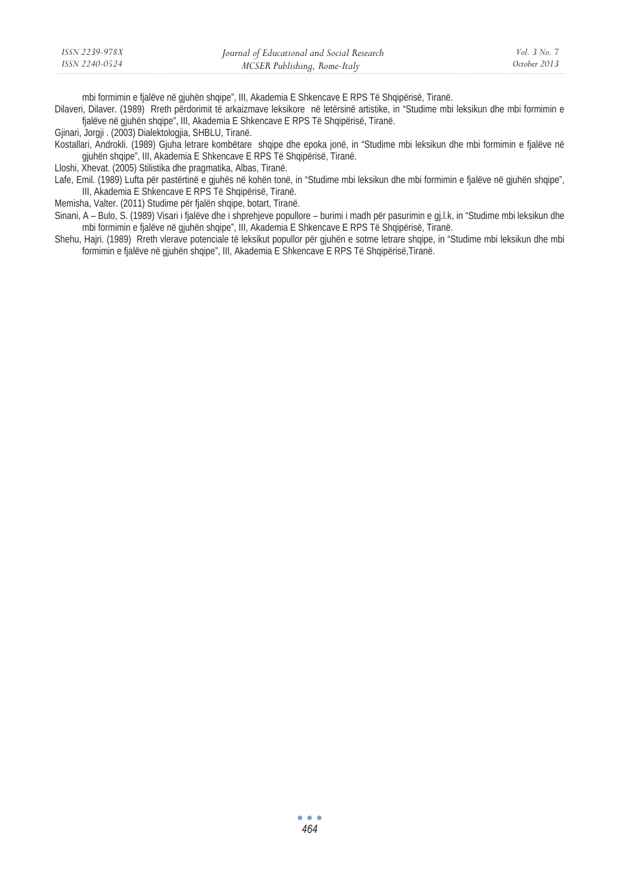mbi formimin e fjalëve në gjuhën shqipe", III, Akademia E Shkencave E RPS Të Shqipërisë, Tiranë.

Dilaveri, Dilaver. (1989) Rreth përdorimit të arkaizmave leksikore në letërsinë artistike, in "Studime mbi leksikun dhe mbi formimin e fjalëve në gjuhën shqipe", III, Akademia E Shkencave E RPS Të Shqipërisë, Tiranë.

Gjinari, Jorgji . (2003) Dialektologjia, SHBLU, Tiranë.

Kostallari, Androkli. (1989) Gjuha letrare kombëtare shqipe dhe epoka jonë, in "Studime mbi leksikun dhe mbi formimin e fjalëve në gjuhën shqipe", III, Akademia E Shkencave E RPS Të Shqipërisë, Tiranë.

Lloshi, Xhevat. (2005) Stilistika dhe pragmatika, Albas, Tiranë.

Lafe, Emil. (1989) Lufta për pastërtinë e gjuhës në kohën tonë, in "Studime mbi leksikun dhe mbi formimin e fjalëve në gjuhën shqipe", III, Akademia E Shkencave E RPS Të Shqipërisë, Tiranë.

Memisha, Valter. (2011) Studime për fjalën shqipe, botart, Tiranë.

Sinani, A – Bulo, S. (1989) Visari i fjalëve dhe i shprehjeve popullore – burimi i madh për pasurimin e gj.l.k, in "Studime mbi leksikun dhe mbi formimin e fjalëve në gjuhën shqipe", III, Akademia E Shkencave E RPS Të Shqipërisë, Tiranë.

Shehu, Hajri. (1989) Rreth vlerave potenciale të leksikut popullor për gjuhën e sotme letrare shqipe, in "Studime mbi leksikun dhe mbi formimin e fjalëve në gjuhën shqipe", III, Akademia E Shkencave E RPS Të Shqipërisë,Tiranë.